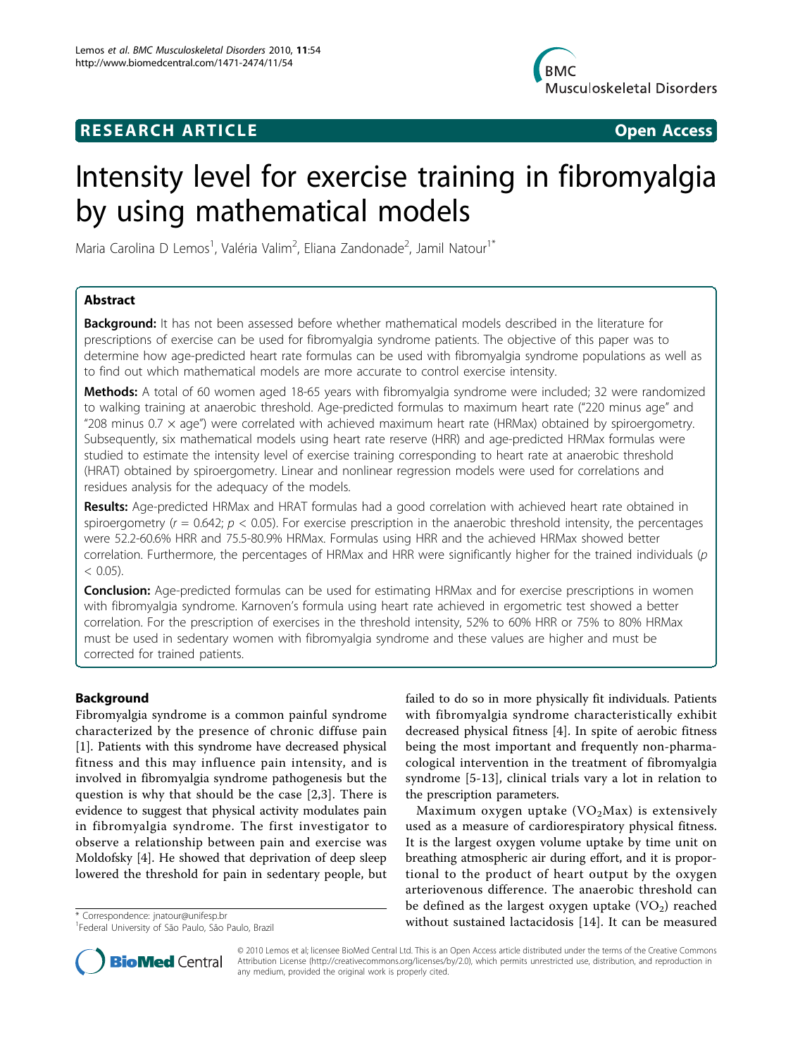RESEARCH ARTICLE Open Access

# Intensity level for exercise training in fibromyalgia by using mathematical models

Maria Carolina D Lemos[1], Valéria Valim[2], Eliana Zandonade[2], Jamil Natour[1*]

## Abstract

**Background:** It has not been assessed before whether mathematical models described in the literature for prescriptions of exercise can be used for fibromyalgia syndrome patients. The objective of this paper was to determine how age-predicted heart rate formulas can be used with fibromyalgia syndrome populations as well as to find out which mathematical models are more accurate to control exercise intensity.

**Methods:** A total of 60 women aged 18-65 years with fibromyalgia syndrome were included; 32 were randomized to walking training at anaerobic threshold. Age-predicted formulas to maximum heart rate ("220 minus age" and "208 minus 0.7 × age") were correlated with achieved maximum heart rate (HRMax) obtained by spiroergometry. Subsequently, six mathematical models using heart rate reserve (HRR) and age-predicted HRMax formulas were studied to estimate the intensity level of exercise training corresponding to heart rate at anaerobic threshold (HRAT) obtained by spiroergometry. Linear and nonlinear regression models were used for correlations and residues analysis for the adequacy of the models.

**Results:** Age-predicted HRMax and HRAT formulas had a good correlation with achieved heart rate obtained in spiroergometry ($r = 0.642$; $p < 0.05$). For exercise prescription in the anaerobic threshold intensity, the percentages were 52.2-60.6% HRR and 75.5-80.9% HRMax. Formulas using HRR and the achieved HRMax showed better correlation. Furthermore, the percentages of HRMax and HRR were significantly higher for the trained individuals ($p < 0.05$).

**Conclusion:** Age-predicted formulas can be used for estimating HRMax and for exercise prescriptions in women with fibromyalgia syndrome. Karnoven's formula using heart rate achieved in ergometric test showed a better correlation. For the prescription of exercises in the threshold intensity, 52% to 60% HRR or 75% to 80% HRMax must be used in sedentary women with fibromyalgia syndrome and these values are higher and must be corrected for trained patients.

## Background

Fibromyalgia syndrome is a common painful syndrome characterized by the presence of chronic diffuse pain [1]. Patients with this syndrome have decreased physical fitness and this may influence pain intensity, and is involved in fibromyalgia syndrome pathogenesis but the question is why that should be the case [2,3]. There is evidence to suggest that physical activity modulates pain in fibromyalgia syndrome. The first investigator to observe a relationship between pain and exercise was Moldofsky [4]. He showed that deprivation of deep sleep lowered the threshold for pain in sedentary people, but failed to do so in more physically fit individuals. Patients with fibromyalgia syndrome characteristically exhibit decreased physical fitness [4]. In spite of aerobic fitness being the most important and frequently non-pharmacological intervention in the treatment of fibromyalgia syndrome [5-13], clinical trials vary a lot in relation to the prescription parameters.

Maximum oxygen uptake ($VO_2Max$) is extensively used as a measure of cardiorespiratory physical fitness. It is the largest oxygen volume uptake by time unit on breathing atmospheric air during effort, and it is proportional to the product of heart output by the oxygen arteriovenous difference. The anaerobic threshold can be defined as the largest oxygen uptake ($VO_2$) reached without sustained lactacidosis [14]. It can be measured

\* Correspondence: jnatour@unifesp.br
[1]Federal University of São Paulo, São Paulo, Brazil

© 2010 Lemos et al; licensee BioMed Central Ltd. This is an Open Access article distributed under the terms of the Creative Commons Attribution License (http://creativecommons.org/licenses/by/2.0), which permits unrestricted use, distribution, and reproduction in any medium, provided the original work is properly cited.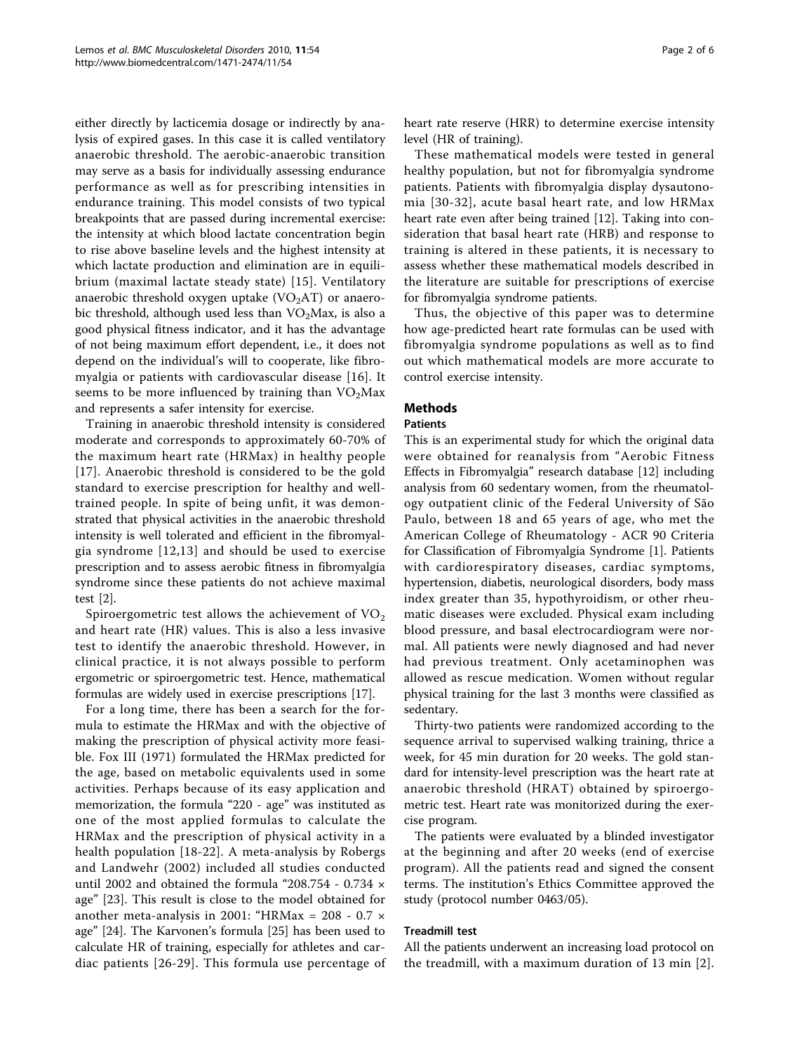either directly by lacticemia dosage or indirectly by analysis of expired gases. In this case it is called ventilatory anaerobic threshold. The aerobic-anaerobic transition may serve as a basis for individually assessing endurance performance as well as for prescribing intensities in endurance training. This model consists of two typical breakpoints that are passed during incremental exercise: the intensity at which blood lactate concentration begin to rise above baseline levels and the highest intensity at which lactate production and elimination are in equilibrium (maximal lactate steady state) [15]. Ventilatory anaerobic threshold oxygen uptake ($VO_2AT$) or anaerobic threshold, although used less than $VO_2Max$, is also a good physical fitness indicator, and it has the advantage of not being maximum effort dependent, i.e., it does not depend on the individual's will to cooperate, like fibromyalgia or patients with cardiovascular disease [16]. It seems to be more influenced by training than $VO_2Max$ and represents a safer intensity for exercise.

Training in anaerobic threshold intensity is considered moderate and corresponds to approximately 60-70% of the maximum heart rate (HRMax) in healthy people [17]. Anaerobic threshold is considered to be the gold standard to exercise prescription for healthy and well-trained people. In spite of being unfit, it was demonstrated that physical activities in the anaerobic threshold intensity is well tolerated and efficient in the fibromyalgia syndrome [12,13] and should be used to exercise prescription and to assess aerobic fitness in fibromyalgia syndrome since these patients do not achieve maximal test [2].

Spiroergometric test allows the achievement of $VO_2$ and heart rate (HR) values. This is also a less invasive test to identify the anaerobic threshold. However, in clinical practice, it is not always possible to perform ergometric or spiroergometric test. Hence, mathematical formulas are widely used in exercise prescriptions [17].

For a long time, there has been a search for the formula to estimate the HRMax and with the objective of making the prescription of physical activity more feasible. Fox III (1971) formulated the HRMax predicted for the age, based on metabolic equivalents used in some activities. Perhaps because of its easy application and memorization, the formula "220 - age" was instituted as one of the most applied formulas to calculate the HRMax and the prescription of physical activity in a health population [18-22]. A meta-analysis by Robergs and Landwehr (2002) included all studies conducted until 2002 and obtained the formula "208.754 - 0.734 × age" [23]. This result is close to the model obtained for another meta-analysis in 2001: "HRMax = 208 - 0.7 × age" [24]. The Karvonen's formula [25] has been used to calculate HR of training, especially for athletes and cardiac patients [26-29]. This formula use percentage of heart rate reserve (HRR) to determine exercise intensity level (HR of training).

These mathematical models were tested in general healthy population, but not for fibromyalgia syndrome patients. Patients with fibromyalgia display dysautonomia [30-32], acute basal heart rate, and low HRMax heart rate even after being trained [12]. Taking into consideration that basal heart rate (HRB) and response to training is altered in these patients, it is necessary to assess whether these mathematical models described in the literature are suitable for prescriptions of exercise for fibromyalgia syndrome patients.

Thus, the objective of this paper was to determine how age-predicted heart rate formulas can be used with fibromyalgia syndrome populations as well as to find out which mathematical models are more accurate to control exercise intensity.

## Methods

### Patients

This is an experimental study for which the original data were obtained for reanalysis from "Aerobic Fitness Effects in Fibromyalgia" research database [12] including analysis from 60 sedentary women, from the rheumatology outpatient clinic of the Federal University of São Paulo, between 18 and 65 years of age, who met the American College of Rheumatology - ACR 90 Criteria for Classification of Fibromyalgia Syndrome [1]. Patients with cardiorespiratory diseases, cardiac symptoms, hypertension, diabetis, neurological disorders, body mass index greater than 35, hypothyroidism, or other rheumatic diseases were excluded. Physical exam including blood pressure, and basal electrocardiogram were normal. All patients were newly diagnosed and had never had previous treatment. Only acetaminophen was allowed as rescue medication. Women without regular physical training for the last 3 months were classified as sedentary.

Thirty-two patients were randomized according to the sequence arrival to supervised walking training, thrice a week, for 45 min duration for 20 weeks. The gold standard for intensity-level prescription was the heart rate at anaerobic threshold (HRAT) obtained by spiroergometric test. Heart rate was monitorized during the exercise program.

The patients were evaluated by a blinded investigator at the beginning and after 20 weeks (end of exercise program). All the patients read and signed the consent terms. The institution's Ethics Committee approved the study (protocol number 0463/05).

### Treadmill test

All the patients underwent an increasing load protocol on the treadmill, with a maximum duration of 13 min [2].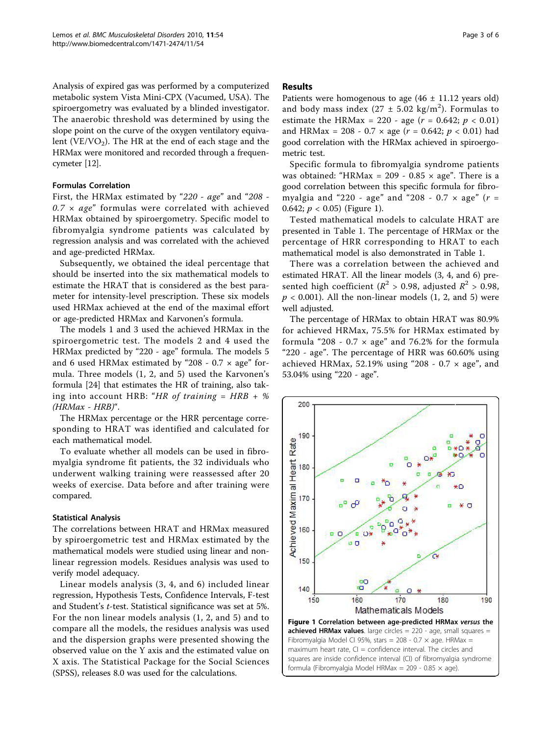Analysis of expired gas was performed by a computerized metabolic system Vista Mini-CPX (Vacumed, USA). The spiroergometry was evaluated by a blinded investigator. The anaerobic threshold was determined by using the slope point on the curve of the oxygen ventilatory equivalent ($VE/VO_2$). The HR at the end of each stage and the HRMax were monitored and recorded through a frequencymeter [12].

### Formulas Correlation

First, the HRMax estimated by "*220 - age*" and "*208 - 0.7 × age*" formulas were correlated with achieved HRMax obtained by spiroergometry. Specific model to fibromyalgia syndrome patients was calculated by regression analysis and was correlated with the achieved and age-predicted HRMax.

Subsequently, we obtained the ideal percentage that should be inserted into the six mathematical models to estimate the HRAT that is considered as the best parameter for intensity-level prescription. These six models used HRMax achieved at the end of the maximal effort or age-predicted HRMax and Karvonen's formula.

The models 1 and 3 used the achieved HRMax in the spiroergometric test. The models 2 and 4 used the HRMax predicted by "220 - age" formula. The models 5 and 6 used HRMax estimated by "208 - 0.7 × age" formula. Three models (1, 2, and 5) used the Karvonen's formula [24] that estimates the HR of training, also taking into account HRB: "*HR of training = HRB + % (HRMax - HRB)*".

The HRMax percentage or the HRR percentage corresponding to HRAT was identified and calculated for each mathematical model.

To evaluate whether all models can be used in fibromyalgia syndrome fit patients, the 32 individuals who underwent walking training were reassessed after 20 weeks of exercise. Data before and after training were compared.

### Statistical Analysis

The correlations between HRAT and HRMax measured by spiroergometric test and HRMax estimated by the mathematical models were studied using linear and non-linear regression models. Residues analysis was used to verify model adequacy.

Linear models analysis (3, 4, and 6) included linear regression, Hypothesis Tests, Confidence Intervals, F-test and Student's *t*-test. Statistical significance was set at 5%. For the non linear models analysis (1, 2, and 5) and to compare all the models, the residues analysis was used and the dispersion graphs were presented showing the observed value on the Y axis and the estimated value on X axis. The Statistical Package for the Social Sciences (SPSS), releases 8.0 was used for the calculations.

## Results

Patients were homogenous to age (46 ± 11.12 years old) and body mass index (27 ± 5.02 kg/m$^2$). Formulas to estimate the HRMax = 220 - age ($r = 0.642$; $p < 0.01$) and HRMax = 208 - 0.7 × age ($r = 0.642$; $p < 0.01$) had good correlation with the HRMax achieved in spiroergometric test.

Specific formula to fibromyalgia syndrome patients was obtained: "HRMax = 209 - 0.85 × age". There is a good correlation between this specific formula for fibromyalgia and "220 - age" and "208 - 0.7 × age" ($r = 0.642$; $p < 0.05$) (Figure 1).

Tested mathematical models to calculate HRAT are presented in Table 1. The percentage of HRMax or the percentage of HRR corresponding to HRAT to each mathematical model is also demonstrated in Table 1.

There was a correlation between the achieved and estimated HRAT. All the linear models (3, 4, and 6) presented high coefficient ($R^2 > 0.98$, adjusted $R^2 > 0.98$, $p < 0.001$). All the non-linear models (1, 2, and 5) were well adjusted.

The percentage of HRMax to obtain HRAT was 80.9% for achieved HRMax, 75.5% for HRMax estimated by formula "208 - 0.7 × age" and 76.2% for the formula "220 - age". The percentage of HRR was 60.60% using achieved HRMax, 52.19% using "208 - 0.7 × age", and 53.04% using "220 - age".

**Figure 1 Correlation between age-predicted HRMax *versus* the achieved HRMax values**. large circles = 220 - age, small squares = Fibromyalgia Model CI 95%, stars = 208 - 0.7 × age. HRMax = maximum heart rate, CI = confidence interval. The circles and squares are inside confidence interval (CI) of fibromyalgia syndrome formula (Fibromyalgia Model HRMax = 209 - 0.85 × age).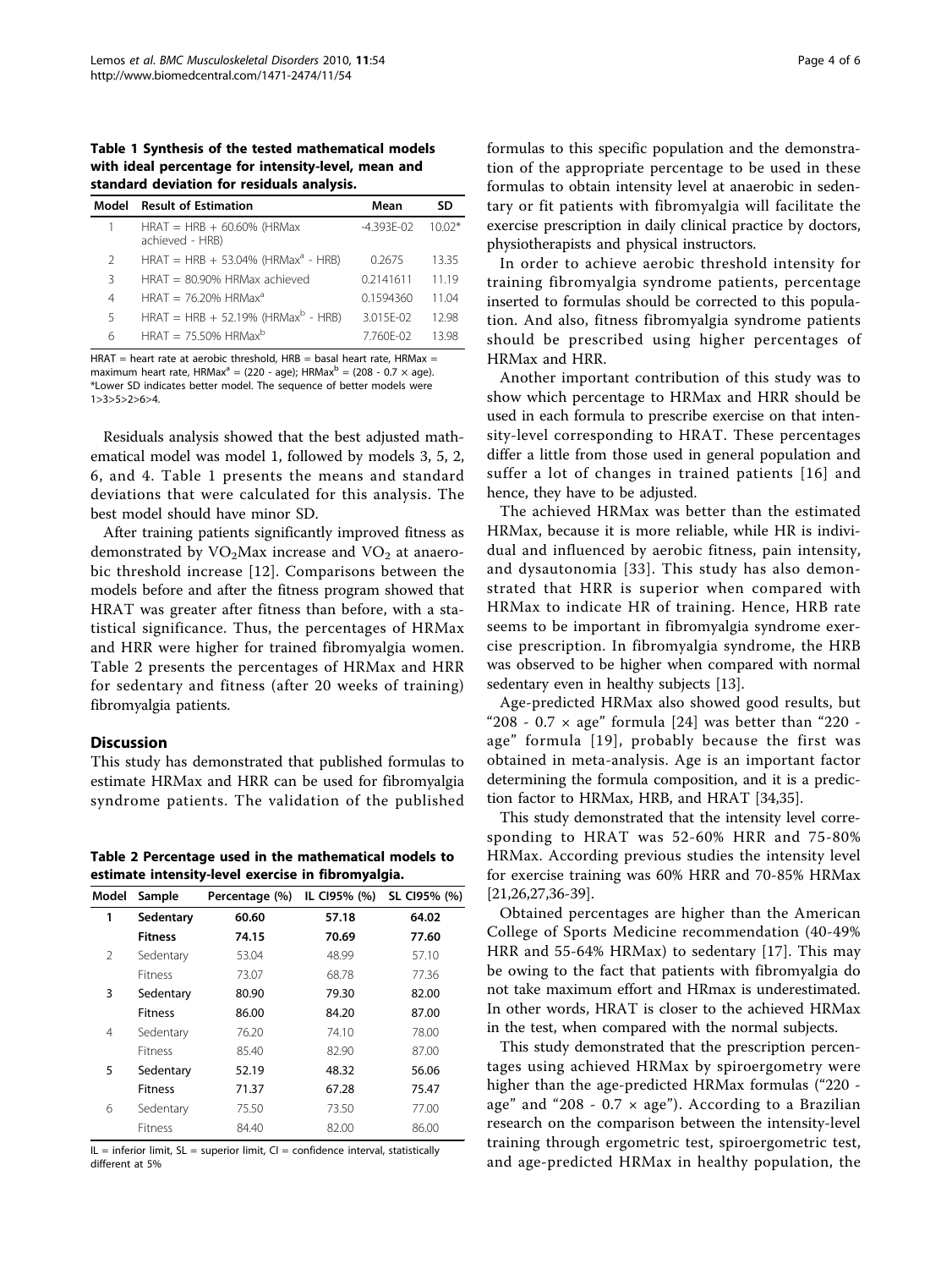**Table 1 Synthesis of the tested mathematical models with ideal percentage for intensity-level, mean and standard deviation for residuals analysis.**

| Model | Result of Estimation | Mean | SD |
|---|---|---|---|
| 1 | HRAT = HRB + 60.60% (HRMax achieved - HRB) | -4.393E-02 | 10.02* |
| 2 | HRAT = HRB + 53.04% (HRMax[a] - HRB) | 0.2675 | 13.35 |
| 3 | HRAT = 80.90% HRMax achieved | 0.2141611 | 11.19 |
| 4 | HRAT = 76.20% HRMax[a] | 0.1594360 | 11.04 |
| 5 | HRAT = HRB + 52.19% (HRMax[b] - HRB) | 3.015E-02 | 12.98 |
| 6 | HRAT = 75.50% HRMax[b] | 7.760E-02 | 13.98 |

HRAT = heart rate at aerobic threshold, HRB = basal heart rate, HRMax = maximum heart rate, HRMax[a] = (220 - age); HRMax[b] = (208 - 0.7 × age). *Lower SD indicates better model. The sequence of better models were 1>3>5>2>6>4.

Residuals analysis showed that the best adjusted mathematical model was model 1, followed by models 3, 5, 2, 6, and 4. Table 1 presents the means and standard deviations that were calculated for this analysis. The best model should have minor SD.

After training patients significantly improved fitness as demonstrated by $VO_2$Max increase and $VO_2$ at anaerobic threshold increase [12]. Comparisons between the models before and after the fitness program showed that HRAT was greater after fitness than before, with a statistical significance. Thus, the percentages of HRMax and HRR were higher for trained fibromyalgia women. Table 2 presents the percentages of HRMax and HRR for sedentary and fitness (after 20 weeks of training) fibromyalgia patients.

## Discussion

This study has demonstrated that published formulas to estimate HRMax and HRR can be used for fibromyalgia syndrome patients. The validation of the published formulas to this specific population and the demonstration of the appropriate percentage to be used in these formulas to obtain intensity level at anaerobic in sedentary or fit patients with fibromyalgia will facilitate the exercise prescription in daily clinical practice by doctors, physiotherapists and physical instructors.

**Table 2 Percentage used in the mathematical models to estimate intensity-level exercise in fibromyalgia.**

| Model | Sample | Percentage (%) | IL CI95% (%) | SL CI95% (%) |
|---|---|---|---|---|
| **1** | **Sedentary** | **60.60** | **57.18** | **64.02** |
| | **Fitness** | **74.15** | **70.69** | **77.60** |
| 2 | Sedentary | 53.04 | 48.99 | 57.10 |
| | Fitness | 73.07 | 68.78 | 77.36 |
| **3** | **Sedentary** | **80.90** | **79.30** | **82.00** |
| | **Fitness** | **86.00** | **84.20** | **87.00** |
| 4 | Sedentary | 76.20 | 74.10 | 78.00 |
| | Fitness | 85.40 | 82.90 | 87.00 |
| **5** | **Sedentary** | **52.19** | **48.32** | **56.06** |
| | **Fitness** | **71.37** | **67.28** | **75.47** |
| 6 | Sedentary | 75.50 | 73.50 | 77.00 |
| | Fitness | 84.40 | 82.00 | 86.00 |

IL = inferior limit, SL = superior limit, CI = confidence interval, statistically different at 5%

In order to achieve aerobic threshold intensity for training fibromyalgia syndrome patients, percentage inserted to formulas should be corrected to this population. And also, fitness fibromyalgia syndrome patients should be prescribed using higher percentages of HRMax and HRR.

Another important contribution of this study was to show which percentage to HRMax and HRR should be used in each formula to prescribe exercise on that intensity-level corresponding to HRAT. These percentages differ a little from those used in general population and suffer a lot of changes in trained patients [16] and hence, they have to be adjusted.

The achieved HRMax was better than the estimated HRMax, because it is more reliable, while HR is individual and influenced by aerobic fitness, pain intensity, and dysautonomia [33]. This study has also demonstrated that HRR is superior when compared with HRMax to indicate HR of training. Hence, HRB rate seems to be important in fibromyalgia syndrome exercise prescription. In fibromyalgia syndrome, the HRB was observed to be higher when compared with normal sedentary even in healthy subjects [13].

Age-predicted HRMax also showed good results, but "208 - 0.7 × age" formula [24] was better than "220 - age" formula [19], probably because the first was obtained in meta-analysis. Age is an important factor determining the formula composition, and it is a prediction factor to HRMax, HRB, and HRAT [34,35].

This study demonstrated that the intensity level corresponding to HRAT was 52-60% HRR and 75-80% HRMax. According previous studies the intensity level for exercise training was 60% HRR and 70-85% HRMax [21,26,27,36-39].

Obtained percentages are higher than the American College of Sports Medicine recommendation (40-49% HRR and 55-64% HRMax) to sedentary [17]. This may be owing to the fact that patients with fibromyalgia do not take maximum effort and HRmax is underestimated. In other words, HRAT is closer to the achieved HRMax in the test, when compared with the normal subjects.

This study demonstrated that the prescription percentages using achieved HRMax by spiroergometry were higher than the age-predicted HRMax formulas ("220 - age" and "208 - 0.7 × age"). According to a Brazilian research on the comparison between the intensity-level training through ergometric test, spiroergometric test, and age-predicted HRMax in healthy population, the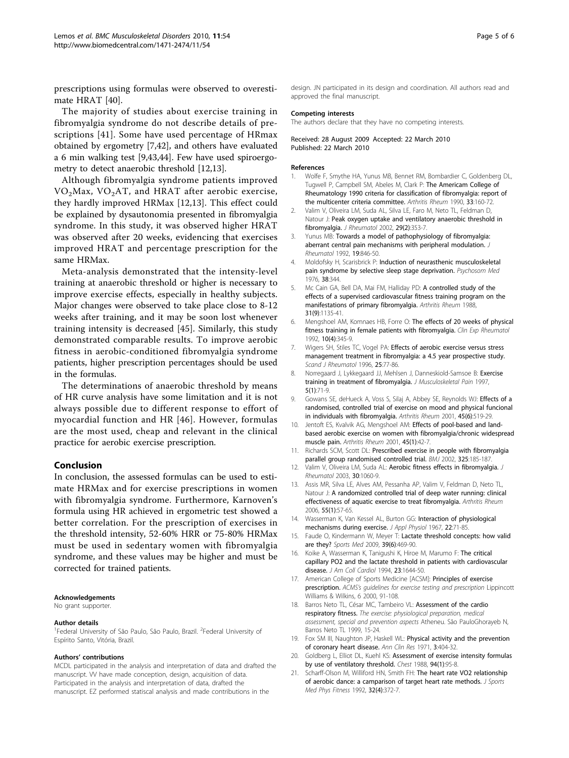prescriptions using formulas were observed to overestimate HRAT [40].

The majority of studies about exercise training in fibromyalgia syndrome do not describe details of prescriptions [41]. Some have used percentage of HRmax obtained by ergometry [7,42], and others have evaluated a 6 min walking test [9,43,44]. Few have used spiroergometry to detect anaerobic threshold [12,13].

Although fibromyalgia syndrome patients improved $VO_2$Max, $VO_2$AT, and HRAT after aerobic exercise, they hardly improved HRMax [12,13]. This effect could be explained by dysautonomia presented in fibromyalgia syndrome. In this study, it was observed higher HRAT was observed after 20 weeks, evidencing that exercises improved HRAT and percentage prescription for the same HRMax.

Meta-analysis demonstrated that the intensity-level training at anaerobic threshold or higher is necessary to improve exercise effects, especially in healthy subjects. Major changes were observed to take place close to 8-12 weeks after training, and it may be soon lost whenever training intensity is decreased [45]. Similarly, this study demonstrated comparable results. To improve aerobic fitness in aerobic-conditioned fibromyalgia syndrome patients, higher prescription percentages should be used in the formulas.

The determinations of anaerobic threshold by means of HR curve analysis have some limitation and it is not always possible due to different response to effort of myocardial function and HR [46]. However, formulas are the most used, cheap and relevant in the clinical practice for aerobic exercise prescription.

## Conclusion

In conclusion, the assessed formulas can be used to estimate HRMax and for exercise prescriptions in women with fibromyalgia syndrome. Furthermore, Karnoven's formula using HR achieved in ergometric test showed a better correlation. For the prescription of exercises in the threshold intensity, 52-60% HRR or 75-80% HRMax must be used in sedentary women with fibromyalgia syndrome, and these values may be higher and must be corrected for trained patients.

#### Acknowledgements

No grant supporter.

#### Author details

[1]Federal University of São Paulo, São Paulo, Brazil. [2]Federal University of Espírito Santo, Vitória, Brazil.

#### Authors' contributions

MCDL participated in the analysis and interpretation of data and drafted the manuscript. VV have made conception, design, acquisition of data. Participated in the analysis and interpretation of data, drafted the manuscript. EZ performed statiscal analysis and made contributions in the design. JN participated in its design and coordination. All authors read and approved the final manuscript.

#### Competing interests

The authors declare that they have no competing interests.

Received: 28 August 2009 Accepted: 22 March 2010
Published: 22 March 2010

#### References

1. Wolfe F, Smythe HA, Yunus MB, Bennet RM, Bombardier C, Goldenberg DL, Tugwell P, Campbell SM, Abeles M, Clark P: The Americam College of Rheumatology 1990 criteria for classification of fibromyalgia: report of the multicenter criteria committee. *Arthritis Rheum* 1990, 33:160-72.
2. Valim V, Oliveira LM, Suda AL, Silva LE, Faro M, Neto TL, Feldman D, Natour J: Peak oxygen uptake and ventilatory anaerobic threshold in fibromyalgia. *J Rheumatol* 2002, 29(2):353-7.
3. Yunus MB: Towards a model of pathophysiology of fibromyalgia: aberrant central pain mechanisms with peripheral modulation. *J Rheumatol* 1992, 19:846-50.
4. Moldofsky H, Scarisbrick P: Induction of neurasthenic musculoskeletal pain syndrome by selective sleep stage deprivation. *Psychosom Med* 1976, 38:344.
5. Mc Cain GA, Bell DA, Mai FM, Halliday PD: A controlled study of the effects of a supervised cardiovascular fitness training program on the manifestations of primary fibromyalgia. *Arthritis Rheum* 1988, 31(9):1135-41.
6. Mengshoel AM, Komnaes HB, Forre O: The effects of 20 weeks of physical fitness training in female patients with fibromyalgia. *Clin Exp Rheumatol* 1992, 10(4):345-9.
7. Wigers SH, Stiles TC, Vogel PA: Effects of aerobic exercise versus stress management treatment in fibromyalgia: a 4.5 year prospective study. *Scand J Rheumatol* 1996, 25:77-86.
8. Norregaard J, Lykkegaard JJ, Mehlsen J, Danneskiold-Samsoe B: Exercise training in treatment of fibromyalgia. *J Musculoskeletal Pain* 1997, 5(1):71-9.
9. Gowans SE, deHueck A, Voss S, Silaj A, Abbey SE, Reynolds WJ: Effects of a randomised, controlled trial of exercise on mood and physical funcional in individuals with fibromyalgia. *Arthritis Rheum* 2001, 45(6):519-29.
10. Jentoft ES, Kvalvik AG, Mengshoel AM: Effects of pool-based and land-based aerobic exercise on women with fibromyalgia/chronic widespread muscle pain. *Arthritis Rheum* 2001, 45(1):42-7.
11. Richards SCM, Scott DL: Prescribed exercise in people with fibromyalgia parallel group randomised controlled trial. *BMJ* 2002, 325:185-187.
12. Valim V, Oliveira LM, Suda AL: Aerobic fitness effects in fibromyalgia. *J Rheumatol* 2003, 30:1060-9.
13. Assis MR, Silva LE, Alves AM, Pessanha AP, Valim V, Feldman D, Neto TL, Natour J: A randomized controlled trial of deep water running: clinical effectiveness of aquatic exercise to treat fibromyalgia. *Arthritis Rheum* 2006, 55(1):57-65.
14. Wasserman K, Van Kessel AL, Burton GG: Interaction of physiological mechanisms during exercise. *J Appl Physiol* 1967, 22:71-85.
15. Faude O, Kindermann W, Meyer T: Lactate threshold concepts: how valid are they? *Sports Med* 2009, 39(6):469-90.
16. Koike A, Wasserman K, Tanigushi K, Hiroe M, Marumo F: The critical capillary PO2 and the lactate threshold in patients with cardiovascular disease. *J Am Coll Cardiol* 1994, 23:1644-50.
17. American College of Sports Medicine [ACSM]: Principles of exercise prescription. *ACMS's guidelines for exercise testing and prescription* Lippincott Williams & Wilkins, 6 2000, 91-108.
18. Barros Neto TL, César MC, Tambeiro VL: Assessment of the cardio respiratory fitness. *The exercise: physiological preparation, medical assessment, special and prevention aspects* Atheneu. São PauloGhorayeb N, Barros Neto TL 1999, 15-24.
19. Fox SM III, Naughton JP, Haskell WL: Physical activity and the prevention of coronary heart disease. *Ann Clin Res* 1971, 3:404-32.
20. Goldberg L, Elliot DL, Kuehl KS: Assessment of exercise intensity formulas by use of ventilatory threshold. *Chest* 1988, 94(1):95-8.
21. Scharff-Olson M, Williford HN, Smith FH: The heart rate VO2 relationship of aerobic dance: a camparison of target heart rate methods. *J Sports Med Phys Fitness* 1992, 32(4):372-7.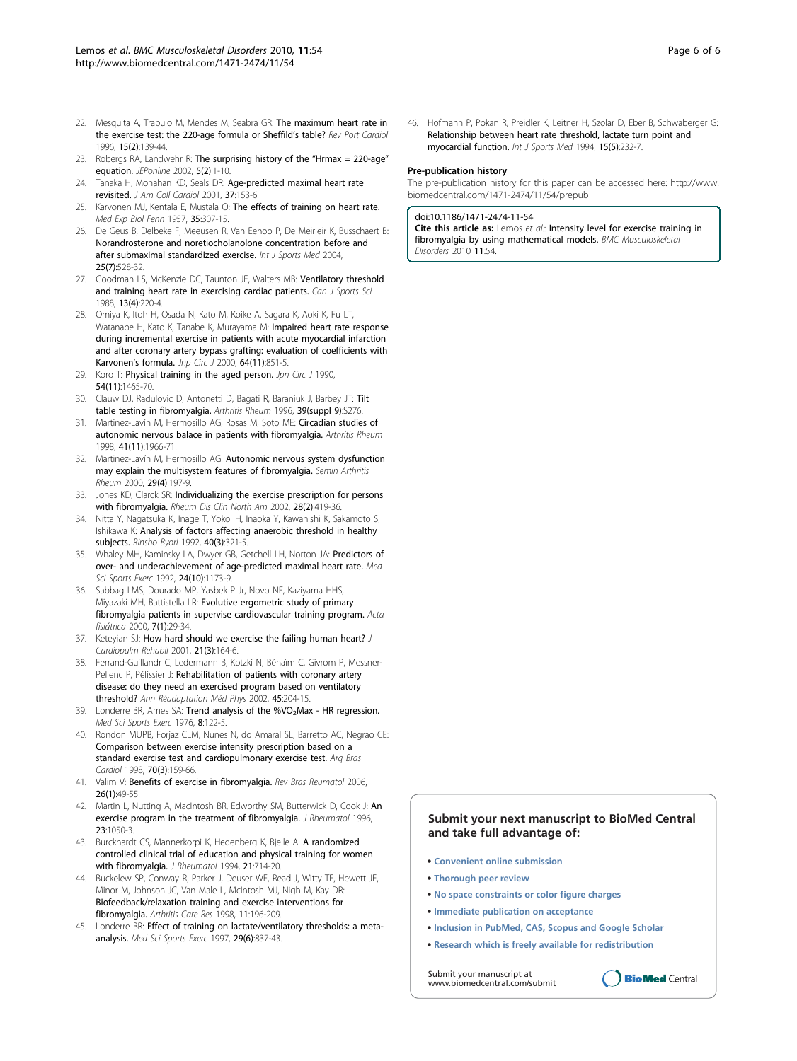22. Mesquita A, Trabulo M, Mendes M, Seabra GR: **The maximum heart rate in the exercise test: the 220-age formula or Sheffild's table?** *Rev Port Cardiol* 1996, **15(2)**:139-44.
23. Robergs RA, Landwehr R: **The surprising history of the "Hrmax = 220-age" equation.** *JEPonline* 2002, **5(2)**:1-10.
24. Tanaka H, Monahan KD, Seals DR: **Age-predicted maximal heart rate revisited.** *J Am Coll Cardiol* 2001, **37**:153-6.
25. Karvonen MJ, Kentala E, Mustala O: **The effects of training on heart rate.** *Med Exp Biol Fenn* 1957, **35**:307-15.
26. De Geus B, Delbeke F, Meeusen R, Van Eenoo P, De Meirleir K, Busschaert B: **Norandrosterone and noretiocholanolone concentration before and after submaximal standardized exercise.** *Int J Sports Med* 2004, **25(7)**:528-32.
27. Goodman LS, McKenzie DC, Taunton JE, Walters MB: **Ventilatory threshold and training heart rate in exercising cardiac patients.** *Can J Sports Sci* 1988, **13(4)**:220-4.
28. Omiya K, Itoh H, Osada N, Kato M, Koike A, Sagara K, Aoki K, Fu LT, Watanabe H, Kato K, Tanabe K, Murayama M: **Impaired heart rate response during incremental exercise in patients with acute myocardial infarction and after coronary artery bypass grafting: evaluation of coefficients with Karvonen's formula.** *Jnp Circ J* 2000, **64(11)**:851-5.
29. Koro T: **Physical training in the aged person.** *Jpn Circ J* 1990, **54(11)**:1465-70.
30. Clauw DJ, Radulovic D, Antonetti D, Bagati R, Baraniuk J, Barbey JT: **Tilt table testing in fibromyalgia.** *Arthritis Rheum* 1996, **39(suppl 9)**:S276.
31. Martinez-Lavín M, Hermosillo AG, Rosas M, Soto ME: **Circadian studies of autonomic nervous balace in patients with fibromyalgia.** *Arthritis Rheum* 1998, **41(11)**:1966-71.
32. Martinez-Lavín M, Hermosillo AG: **Autonomic nervous system dysfunction may explain the multisystem features of fibromyalgia.** *Semin Arthritis Rheum* 2000, **29(4)**:197-9.
33. Jones KD, Clarck SR: **Individualizing the exercise prescription for persons with fibromyalgia.** *Rheum Dis Clin North Am* 2002, **28(2)**:419-36.
34. Nitta Y, Nagatsuka K, Inage T, Yokoi H, Inaoka Y, Kawanishi K, Sakamoto S, Ishikawa K: **Analysis of factors affecting anaerobic threshold in healthy subjects.** *Rinsho Byori* 1992, **40(3)**:321-5.
35. Whaley MH, Kaminsky LA, Dwyer GB, Getchell LH, Norton JA: **Predictors of over- and underachievement of age-predicted maximal heart rate.** *Med Sci Sports Exerc* 1992, **24(10)**:1173-9.
36. Sabbag LMS, Dourado MP, Yasbek P Jr, Novo NF, Kaziyama HHS, Miyazaki MH, Battistella LR: **Evolutive ergometric study of primary fibromyalgia patients in supervise cardiovascular training program.** *Acta fisiátrica* 2000, **7(1)**:29-34.
37. Keteyian SJ: **How hard should we exercise the failing human heart?** *J Cardiopulm Rehabil* 2001, **21(3)**:164-6.
38. Ferrand-Guillandr C, Ledermann B, Kotzki N, Bénaïm C, Givrom P, Messner-Pellenc P, Pélissier J: **Rehabilitation of patients with coronary artery disease: do they need an exercised program based on ventilatory threshold?** *Ann Réadaptation Méd Phys* 2002, **45**:204-15.
39. Londerre BR, Ames SA: **Trend analysis of the $\%VO_2Max$ - HR regression.** *Med Sci Sports Exerc* 1976, **8**:122-5.
40. Rondon MUPB, Forjaz CLM, Nunes N, do Amaral SL, Barretto AC, Negrao CE: **Comparison between exercise intensity prescription based on a standard exercise test and cardiopulmonary exercise test.** *Arq Bras Cardiol* 1998, **70(3)**:159-66.
41. Valim V: **Benefits of exercise in fibromyalgia.** *Rev Bras Reumatol* 2006, **26(1)**:49-55.
42. Martin L, Nutting A, MacIntosh BR, Edworthy SM, Butterwick D, Cook J: **An exercise program in the treatment of fibromyalgia.** *J Rheumatol* 1996, **23**:1050-3.
43. Burckhardt CS, Mannerkorpi K, Hedenberg K, Bjelle A: **A randomized controlled clinical trial of education and physical training for women with fibromyalgia.** *J Rheumatol* 1994, **21**:714-20.
44. Buckelew SP, Conway R, Parker J, Deuser WE, Read J, Witty TE, Hewett JE, Minor M, Johnson JC, Van Male L, McIntosh MJ, Nigh M, Kay DR: **Biofeedback/relaxation training and exercise interventions for fibromyalgia.** *Arthritis Care Res* 1998, **11**:196-209.
45. Londerre BR: **Effect of training on lactate/ventilatory thresholds: a meta-analysis.** *Med Sci Sports Exerc* 1997, **29(6)**:837-43.
46. Hofmann P, Pokan R, Preidler K, Leitner H, Szolar D, Eber B, Schwaberger G: **Relationship between heart rate threshold, lactate turn point and myocardial function.** *Int J Sports Med* 1994, **15(5)**:232-7.

### Pre-publication history

The pre-publication history for this paper can be accessed here: http://www.biomedcentral.com/1471-2474/11/54/prepub

doi:10.1186/1471-2474-11-54

**Cite this article as:** Lemos *et al.*: Intensity level for exercise training in fibromyalgia by using mathematical models. *BMC Musculoskeletal Disorders* 2010 **11**:54.

**Submit your next manuscript to BioMed Central and take full advantage of:**

- Convenient online submission
- Thorough peer review
- No space constraints or color figure charges
- Immediate publication on acceptance
- Inclusion in PubMed, CAS, Scopus and Google Scholar
- Research which is freely available for redistribution

Submit your manuscript at
www.biomedcentral.com/submit

BioMed Central